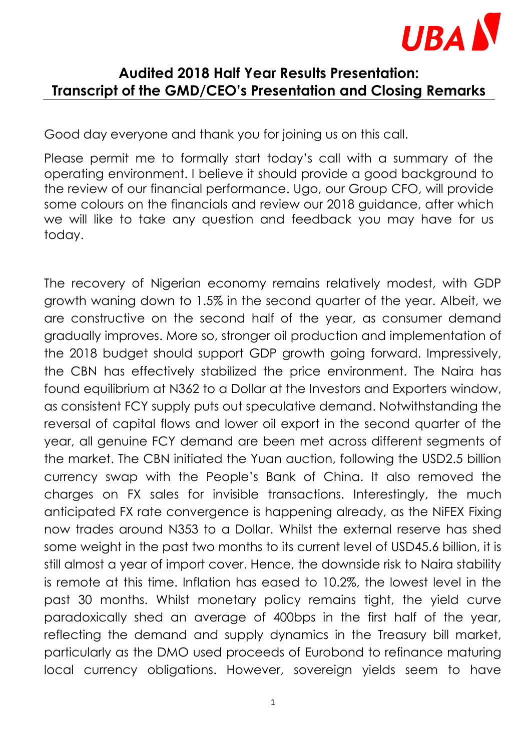# Audited 2018 Half Year Results Presentation: Transcript of the GMD/CEO's Presentation and Closing Remarks

Good day everyone and thank you for joining us on this call.

Please permit me to formally start today's call with a summary of the operating environment. I believe it should provide a good background to the review of our financial performance. Ugo, our Group CFO, will provide some colours on the financials and review our 2018 guidance, after which we will like to take any question and feedback you may have for us today.

The recovery of Nigerian economy remains relatively modest, with GDP growth waning down to 1.5% in the second quarter of the year. Albeit, we are constructive on the second half of the year, as consumer demand gradually improves. More so, stronger oil production and implementation of the 2018 budget should support GDP growth going forward. Impressively, the CBN has effectively stabilized the price environment. The Naira has found equilibrium at N362 to a Dollar at the Investors and Exporters window, as consistent FCY supply puts out speculative demand. Notwithstanding the reversal of capital flows and lower oil export in the second quarter of the year, all genuine FCY demand are been met across different segments of the market. The CBN initiated the Yuan auction, following the USD2.5 billion currency swap with the People's Bank of China. It also removed the charges on FX sales for invisible transactions. Interestingly, the much anticipated FX rate convergence is happening already, as the NiFEX Fixing now trades around N353 to a Dollar. Whilst the external reserve has shed some weight in the past two months to its current level of USD45.6 billion, it is still almost a year of import cover. Hence, the downside risk to Naira stability is remote at this time. Inflation has eased to 10.2%, the lowest level in the past 30 months. Whilst monetary policy remains tight, the yield curve paradoxically shed an average of 400bps in the first half of the year, reflecting the demand and supply dynamics in the Treasury bill market, particularly as the DMO used proceeds of Eurobond to refinance maturing local currency obligations. However, sovereign yields seem to have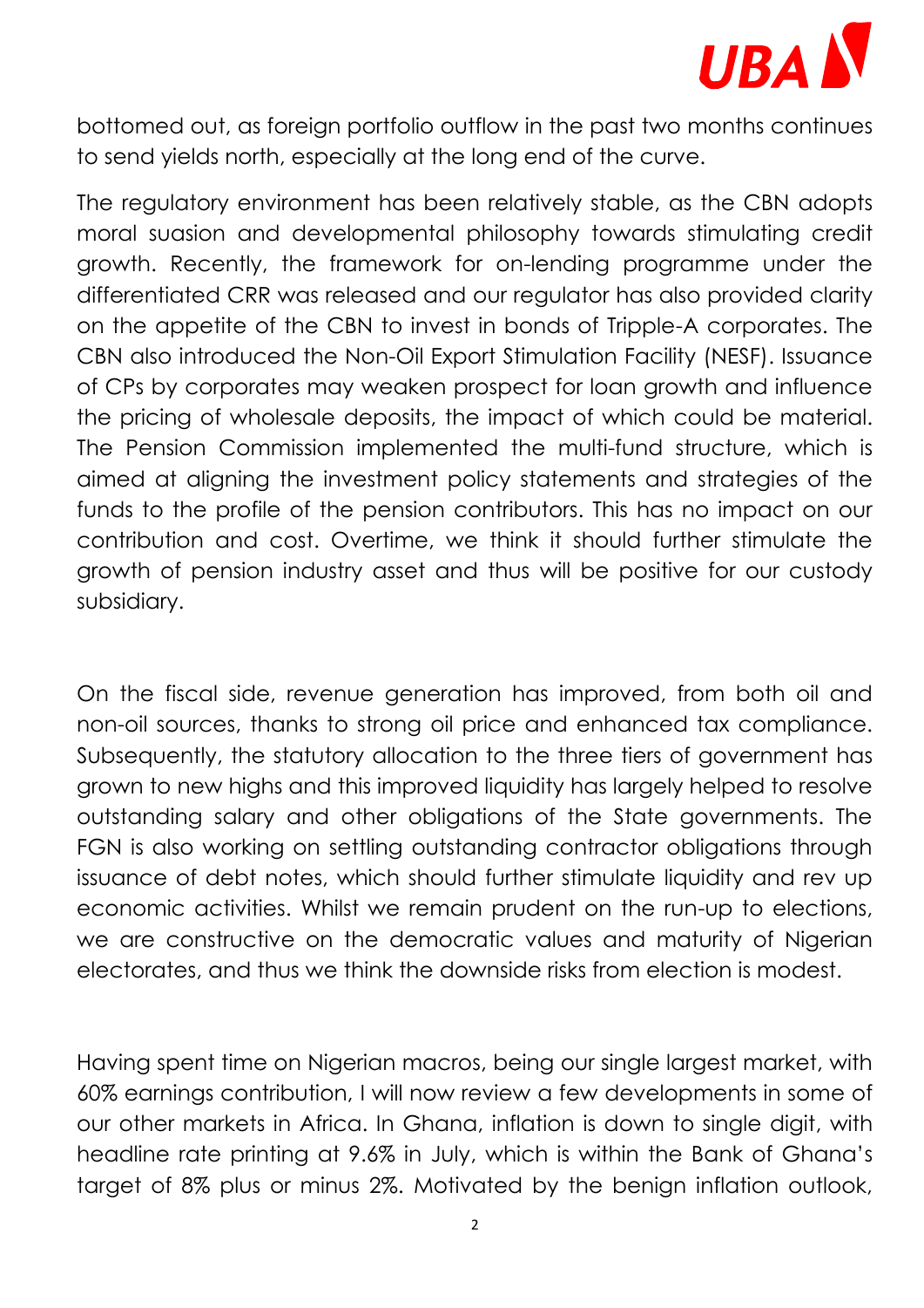bottomed out, as foreign portfolio outflow in the past two months continues to send yields north, especially at the long end of the curve.

The regulatory environment has been relatively stable, as the CBN adopts moral suasion and developmental philosophy towards stimulating credit growth. Recently, the framework for on-lending programme under the differentiated CRR was released and our regulator has also provided clarity on the appetite of the CBN to invest in bonds of Tripple-A corporates. The CBN also introduced the Non-Oil Export Stimulation Facility (NESF). Issuance of CPs by corporates may weaken prospect for loan growth and influence the pricing of wholesale deposits, the impact of which could be material. The Pension Commission implemented the multi-fund structure, which is aimed at aligning the investment policy statements and strategies of the funds to the profile of the pension contributors. This has no impact on our contribution and cost. Overtime, we think it should further stimulate the growth of pension industry asset and thus will be positive for our custody subsidiary.

On the fiscal side, revenue generation has improved, from both oil and non-oil sources, thanks to strong oil price and enhanced tax compliance. Subsequently, the statutory allocation to the three tiers of government has grown to new highs and this improved liquidity has largely helped to resolve outstanding salary and other obligations of the State governments. The FGN is also working on settling outstanding contractor obligations through issuance of debt notes, which should further stimulate liquidity and rev up economic activities. Whilst we remain prudent on the run-up to elections, we are constructive on the democratic values and maturity of Nigerian electorates, and thus we think the downside risks from election is modest.

Having spent time on Nigerian macros, being our single largest market, with 60% earnings contribution, I will now review a few developments in some of our other markets in Africa. In Ghana, inflation is down to single digit, with headline rate printing at 9.6% in July, which is within the Bank of Ghana's target of 8% plus or minus 2%. Motivated by the benign inflation outlook,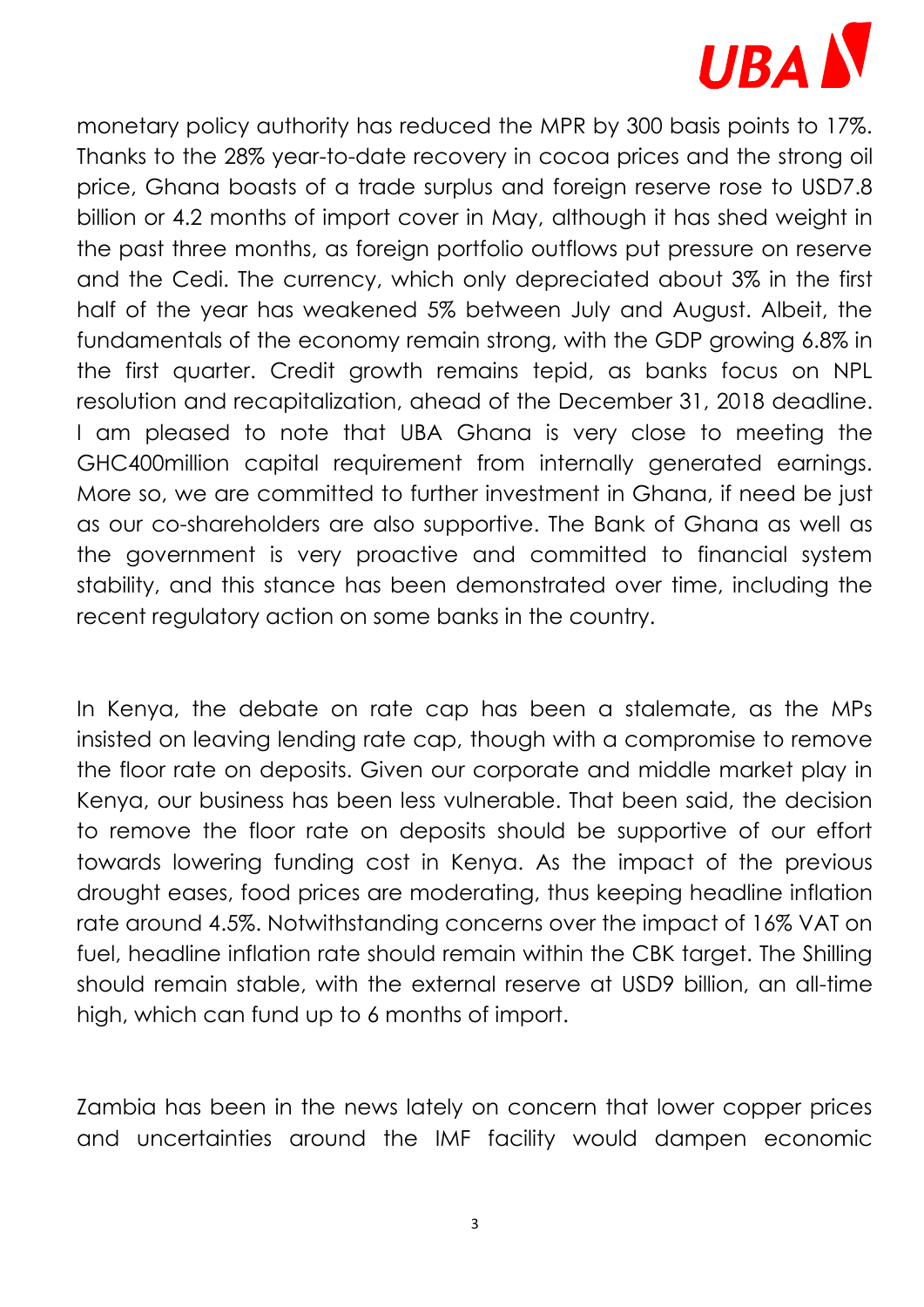monetary policy authority has reduced the MPR by 300 basis points to 17%. Thanks to the 28% year-to-date recovery in cocoa prices and the strong oil price, Ghana boasts of a trade surplus and foreign reserve rose to USD7.8 billion or 4.2 months of import cover in May, although it has shed weight in the past three months, as foreign portfolio outflows put pressure on reserve and the Cedi. The currency, which only depreciated about 3% in the first half of the year has weakened 5% between July and August. Albeit, the fundamentals of the economy remain strong, with the GDP growing 6.8% in the first quarter. Credit growth remains tepid, as banks focus on NPL resolution and recapitalization, ahead of the December 31, 2018 deadline. I am pleased to note that UBA Ghana is very close to meeting the GHC400million capital requirement from internally generated earnings. More so, we are committed to further investment in Ghana, if need be just as our co-shareholders are also supportive. The Bank of Ghana as well as the government is very proactive and committed to financial system stability, and this stance has been demonstrated over time, including the recent regulatory action on some banks in the country.

In Kenya, the debate on rate cap has been a stalemate, as the MPs insisted on leaving lending rate cap, though with a compromise to remove the floor rate on deposits. Given our corporate and middle market play in Kenya, our business has been less vulnerable. That been said, the decision to remove the floor rate on deposits should be supportive of our effort towards lowering funding cost in Kenya. As the impact of the previous drought eases, food prices are moderating, thus keeping headline inflation rate around 4.5%. Notwithstanding concerns over the impact of 16% VAT on fuel, headline inflation rate should remain within the CBK target. The Shilling should remain stable, with the external reserve at USD9 billion, an all-time high, which can fund up to 6 months of import.

Zambia has been in the news lately on concern that lower copper prices and uncertainties around the IMF facility would dampen economic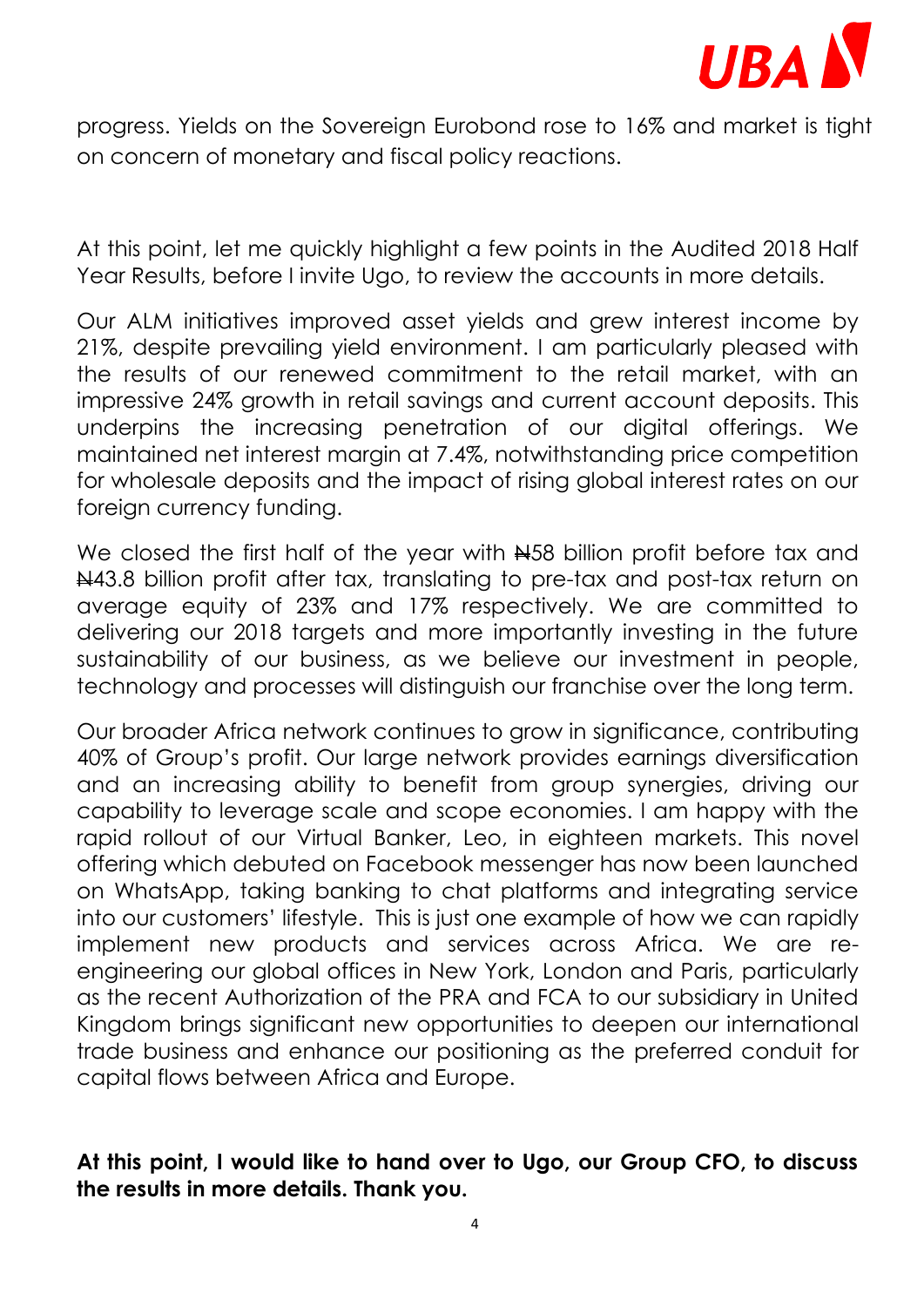progress. Yields on the Sovereign Eurobond rose to 16% and market is tight on concern of monetary and fiscal policy reactions.

At this point, let me quickly highlight a few points in the Audited 2018 Half Year Results, before I invite Ugo, to review the accounts in more details.

Our ALM initiatives improved asset yields and grew interest income by 21%, despite prevailing yield environment. I am particularly pleased with the results of our renewed commitment to the retail market, with an impressive 24% growth in retail savings and current account deposits. This underpins the increasing penetration of our digital offerings. We maintained net interest margin at 7.4%, notwithstanding price competition for wholesale deposits and the impact of rising global interest rates on our foreign currency funding.

We closed the first half of the year with ₦58 billion profit before tax and ₦43.8 billion profit after tax, translating to pre-tax and post-tax return on average equity of 23% and 17% respectively. We are committed to delivering our 2018 targets and more importantly investing in the future sustainability of our business, as we believe our investment in people, technology and processes will distinguish our franchise over the long term.

Our broader Africa network continues to grow in significance, contributing 40% of Group's profit. Our large network provides earnings diversification and an increasing ability to benefit from group synergies, driving our capability to leverage scale and scope economies. I am happy with the rapid rollout of our Virtual Banker, Leo, in eighteen markets. This novel offering which debuted on Facebook messenger has now been launched on WhatsApp, taking banking to chat platforms and integrating service into our customers' lifestyle. This is just one example of how we can rapidly implement new products and services across Africa. We are re-engineering our global offices in New York, London and Paris, particularly as the recent Authorization of the PRA and FCA to our subsidiary in United Kingdom brings significant new opportunities to deepen our international trade business and enhance our positioning as the preferred conduit for capital flows between Africa and Europe.

**At this point, I would like to hand over to Ugo, our Group CFO, to discuss the results in more details. Thank you.**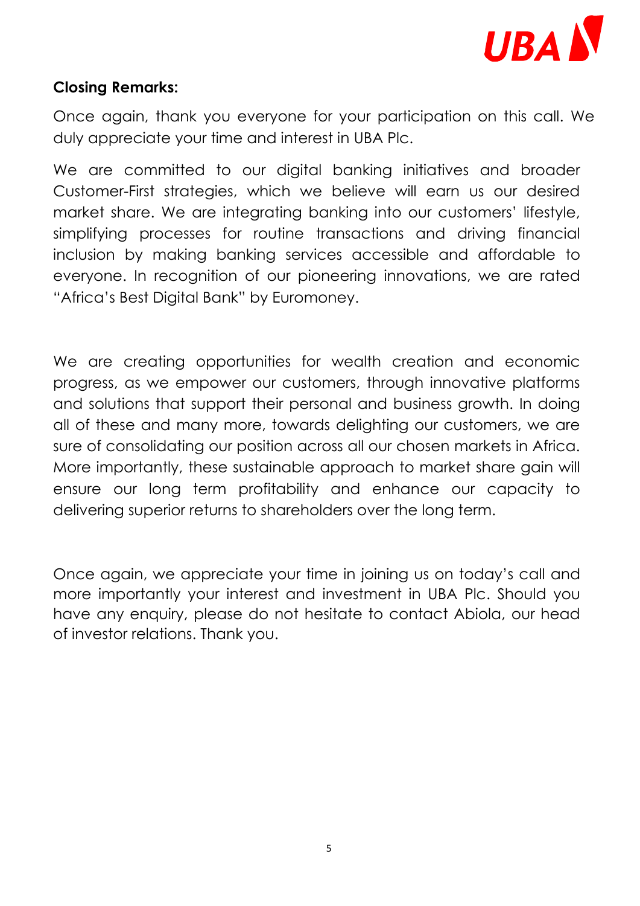**Closing Remarks:**

Once again, thank you everyone for your participation on this call. We duly appreciate your time and interest in UBA Plc.

We are committed to our digital banking initiatives and broader Customer-First strategies, which we believe will earn us our desired market share. We are integrating banking into our customers' lifestyle, simplifying processes for routine transactions and driving financial inclusion by making banking services accessible and affordable to everyone. In recognition of our pioneering innovations, we are rated "Africa's Best Digital Bank" by Euromoney.

We are creating opportunities for wealth creation and economic progress, as we empower our customers, through innovative platforms and solutions that support their personal and business growth. In doing all of these and many more, towards delighting our customers, we are sure of consolidating our position across all our chosen markets in Africa. More importantly, these sustainable approach to market share gain will ensure our long term profitability and enhance our capacity to delivering superior returns to shareholders over the long term.

Once again, we appreciate your time in joining us on today's call and more importantly your interest and investment in UBA Plc. Should you have any enquiry, please do not hesitate to contact Abiola, our head of investor relations. Thank you.